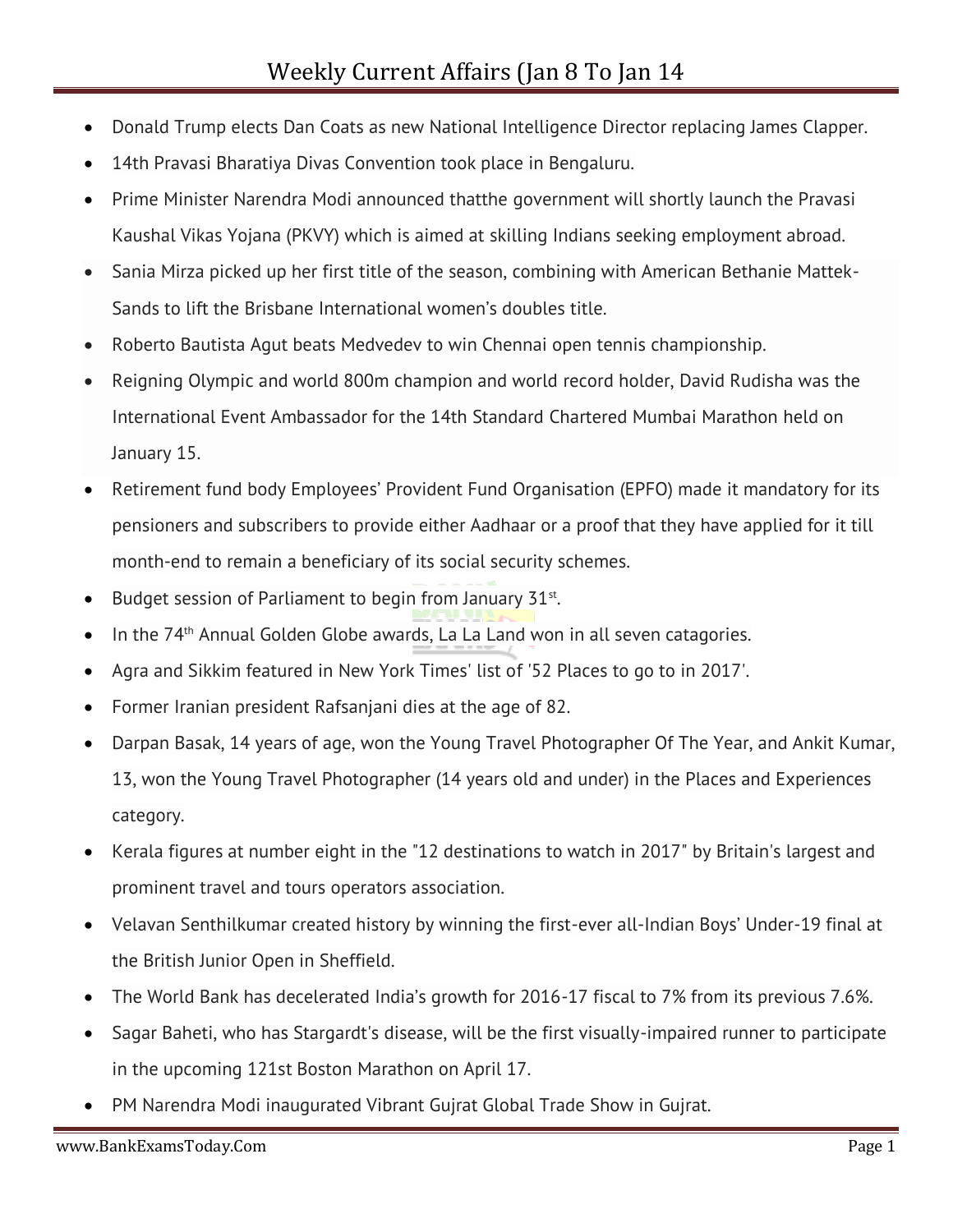# Weekly Current Affairs (Jan 8 To Jan 14

- Donald Trump elects Dan Coats as new National Intelligence Director replacing James Clapper.
- 14th Pravasi Bharatiya Divas Convention took place in Bengaluru.
- Prime Minister Narendra Modi announced thatthe government will shortly launch the Pravasi Kaushal Vikas Yojana (PKVY) which is aimed at skilling Indians seeking employment abroad.
- Sania Mirza picked up her first title of the season, combining with American Bethanie Mattek-Sands to lift the Brisbane International women's doubles title.
- Roberto Bautista Agut beats Medvedev to win Chennai open tennis championship.
- Reigning Olympic and world 800m champion and world record holder, David Rudisha was the International Event Ambassador for the 14th Standard Chartered Mumbai Marathon held on January 15.
- Retirement fund body Employees' Provident Fund Organisation (EPFO) made it mandatory for its pensioners and subscribers to provide either Aadhaar or a proof that they have applied for it till month-end to remain a beneficiary of its social security schemes.
- Budget session of Parliament to begin from January 31st.
- In the 74th Annual Golden Globe awards, La La Land won in all seven catagories.
- Agra and Sikkim featured in New York Times' list of '52 Places to go to in 2017'.
- Former Iranian president Rafsanjani dies at the age of 82.
- Darpan Basak, 14 years of age, won the Young Travel Photographer Of The Year, and Ankit Kumar, 13, won the Young Travel Photographer (14 years old and under) in the Places and Experiences category.
- Kerala figures at number eight in the "12 destinations to watch in 2017" by Britain's largest and prominent travel and tours operators association.
- Velavan Senthilkumar created history by winning the first-ever all-Indian Boys' Under-19 final at the British Junior Open in Sheffield.
- The World Bank has decelerated India's growth for 2016-17 fiscal to 7% from its previous 7.6%.
- Sagar Baheti, who has Stargardt's disease, will be the first visually-impaired runner to participate in the upcoming 121st Boston Marathon on April 17.
- PM Narendra Modi inaugurated Vibrant Gujrat Global Trade Show in Gujrat.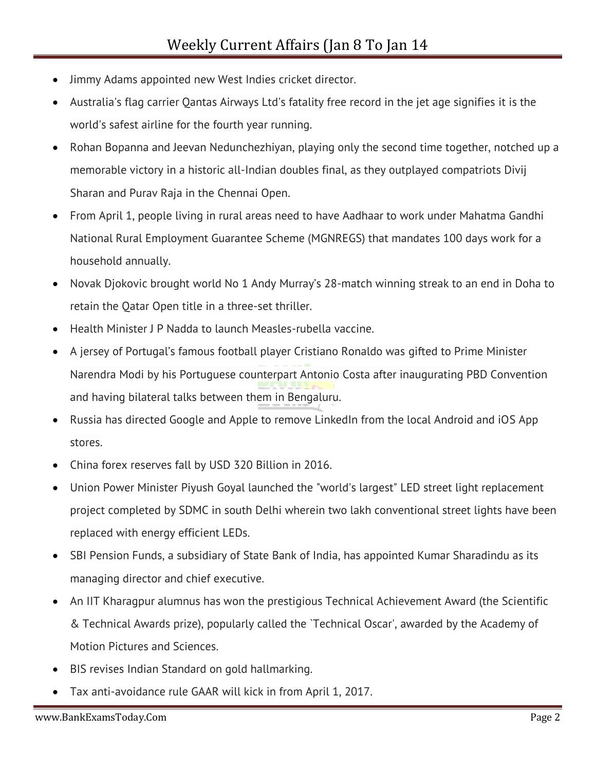- Jimmy Adams appointed new West Indies cricket director.
- Australia's flag carrier Qantas Airways Ltd's fatality free record in the jet age signifies it is the world's safest airline for the fourth year running.
- Rohan Bopanna and Jeevan Nedunchezhiyan, playing only the second time together, notched up a memorable victory in a historic all-Indian doubles final, as they outplayed compatriots Divij Sharan and Purav Raja in the Chennai Open.
- From April 1, people living in rural areas need to have Aadhaar to work under Mahatma Gandhi National Rural Employment Guarantee Scheme (MGNREGS) that mandates 100 days work for a household annually.
- Novak Djokovic brought world No 1 Andy Murray's 28-match winning streak to an end in Doha to retain the Qatar Open title in a three-set thriller.
- Health Minister J P Nadda to launch Measles-rubella vaccine.
- A jersey of Portugal's famous football player Cristiano Ronaldo was gifted to Prime Minister Narendra Modi by his Portuguese counterpart Antonio Costa after inaugurating PBD Convention and having bilateral talks between them in Bengaluru.
- Russia has directed Google and Apple to remove LinkedIn from the local Android and iOS App stores.
- China forex reserves fall by USD 320 Billion in 2016.
- Union Power Minister Piyush Goyal launched the "world's largest" LED street light replacement project completed by SDMC in south Delhi wherein two lakh conventional street lights have been replaced with energy efficient LEDs.
- SBI Pension Funds, a subsidiary of State Bank of India, has appointed Kumar Sharadindu as its managing director and chief executive.
- An IIT Kharagpur alumnus has won the prestigious Technical Achievement Award (the Scientific & Technical Awards prize), popularly called the `Technical Oscar', awarded by the Academy of Motion Pictures and Sciences.
- BIS revises Indian Standard on gold hallmarking.
- Tax anti-avoidance rule GAAR will kick in from April 1, 2017.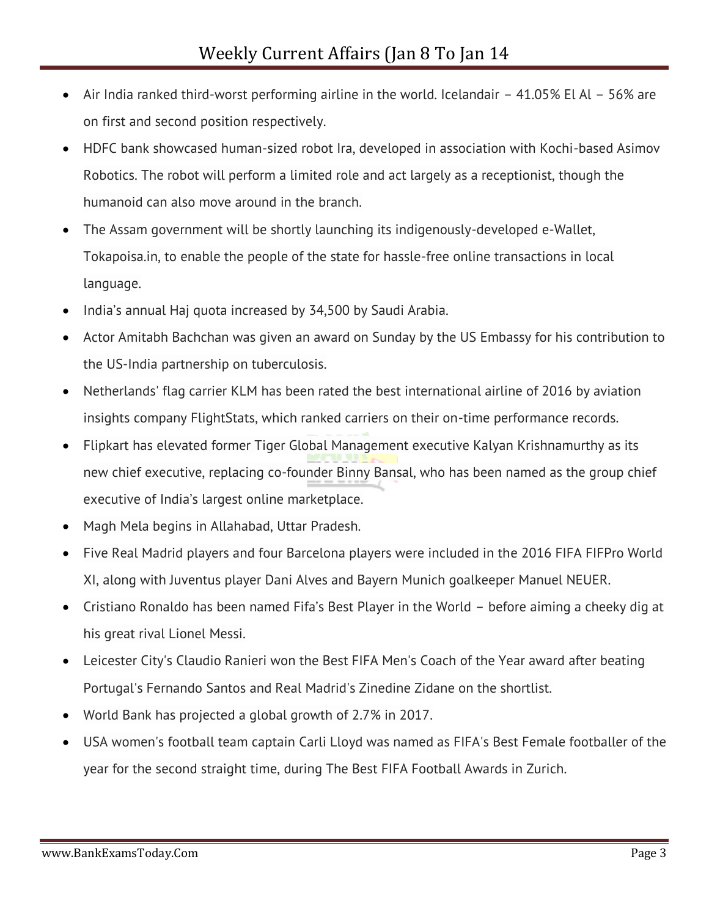- Air India ranked third-worst performing airline in the world. Icelandair – 41.05% El Al – 56% are on first and second position respectively.
- HDFC bank showcased human-sized robot Ira, developed in association with Kochi-based Asimov Robotics. The robot will perform a limited role and act largely as a receptionist, though the humanoid can also move around in the branch.
- The Assam government will be shortly launching its indigenously-developed e-Wallet, Tokapoisa.in, to enable the people of the state for hassle-free online transactions in local language.
- India's annual Haj quota increased by 34,500 by Saudi Arabia.
- Actor Amitabh Bachchan was given an award on Sunday by the US Embassy for his contribution to the US-India partnership on tuberculosis.
- Netherlands' flag carrier KLM has been rated the best international airline of 2016 by aviation insights company FlightStats, which ranked carriers on their on-time performance records.
- Flipkart has elevated former Tiger Global Management executive Kalyan Krishnamurthy as its new chief executive, replacing co-founder Binny Bansal, who has been named as the group chief executive of India's largest online marketplace.
- Magh Mela begins in Allahabad, Uttar Pradesh.
- Five Real Madrid players and four Barcelona players were included in the 2016 FIFA FIFPro World XI, along with Juventus player Dani Alves and Bayern Munich goalkeeper Manuel NEUER.
- Cristiano Ronaldo has been named Fifa's Best Player in the World – before aiming a cheeky dig at his great rival Lionel Messi.
- Leicester City's Claudio Ranieri won the Best FIFA Men's Coach of the Year award after beating Portugal's Fernando Santos and Real Madrid's Zinedine Zidane on the shortlist.
- World Bank has projected a global growth of 2.7% in 2017.
- USA women's football team captain Carli Lloyd was named as FIFA's Best Female footballer of the year for the second straight time, during The Best FIFA Football Awards in Zurich.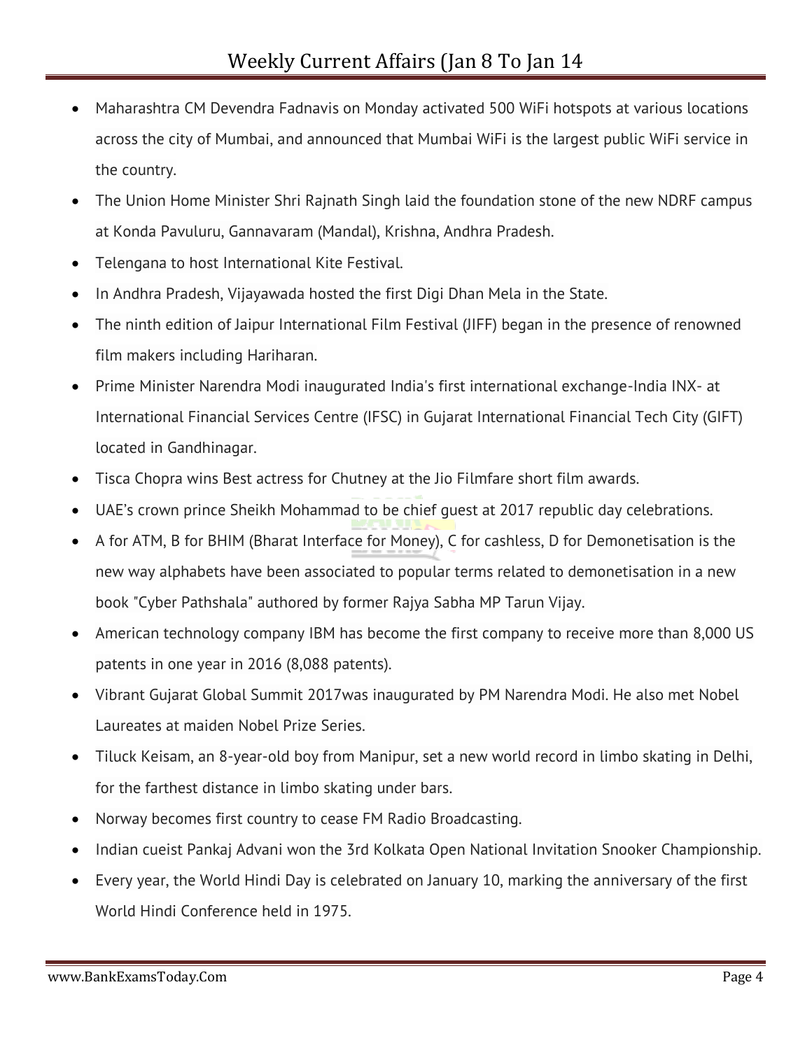- Maharashtra CM Devendra Fadnavis on Monday activated 500 WiFi hotspots at various locations across the city of Mumbai, and announced that Mumbai WiFi is the largest public WiFi service in the country.
- The Union Home Minister Shri Rajnath Singh laid the foundation stone of the new NDRF campus at Konda Pavuluru, Gannavaram (Mandal), Krishna, Andhra Pradesh.
- Telengana to host International Kite Festival.
- In Andhra Pradesh, Vijayawada hosted the first Digi Dhan Mela in the State.
- The ninth edition of Jaipur International Film Festival (JIFF) began in the presence of renowned film makers including Hariharan.
- Prime Minister Narendra Modi inaugurated India's first international exchange-India INX- at International Financial Services Centre (IFSC) in Gujarat International Financial Tech City (GIFT) located in Gandhinagar.
- Tisca Chopra wins Best actress for Chutney at the Jio Filmfare short film awards.
- UAE's crown prince Sheikh Mohammad to be chief guest at 2017 republic day celebrations.
- A for ATM, B for BHIM (Bharat Interface for Money), C for cashless, D for Demonetisation is the new way alphabets have been associated to popular terms related to demonetisation in a new book "Cyber Pathshala" authored by former Rajya Sabha MP Tarun Vijay.
- American technology company IBM has become the first company to receive more than 8,000 US patents in one year in 2016 (8,088 patents).
- Vibrant Gujarat Global Summit 2017was inaugurated by PM Narendra Modi. He also met Nobel Laureates at maiden Nobel Prize Series.
- Tiluck Keisam, an 8-year-old boy from Manipur, set a new world record in limbo skating in Delhi, for the farthest distance in limbo skating under bars.
- Norway becomes first country to cease FM Radio Broadcasting.
- Indian cueist Pankaj Advani won the 3rd Kolkata Open National Invitation Snooker Championship.
- Every year, the World Hindi Day is celebrated on January 10, marking the anniversary of the first World Hindi Conference held in 1975.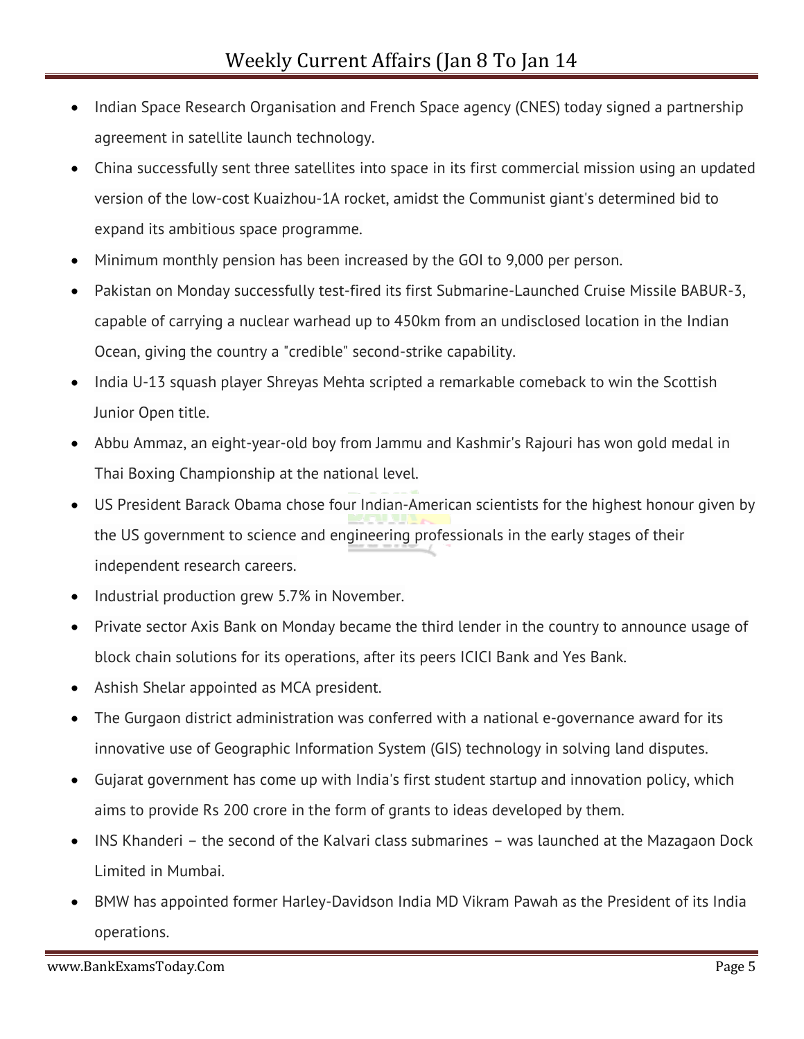- Indian Space Research Organisation and French Space agency (CNES) today signed a partnership agreement in satellite launch technology.
- China successfully sent three satellites into space in its first commercial mission using an updated version of the low-cost Kuaizhou-1A rocket, amidst the Communist giant's determined bid to expand its ambitious space programme.
- Minimum monthly pension has been increased by the GOI to 9,000 per person.
- Pakistan on Monday successfully test-fired its first Submarine-Launched Cruise Missile BABUR-3, capable of carrying a nuclear warhead up to 450km from an undisclosed location in the Indian Ocean, giving the country a "credible" second-strike capability.
- India U-13 squash player Shreyas Mehta scripted a remarkable comeback to win the Scottish Junior Open title.
- Abbu Ammaz, an eight-year-old boy from Jammu and Kashmir's Rajouri has won gold medal in Thai Boxing Championship at the national level.
- US President Barack Obama chose four Indian-American scientists for the highest honour given by the US government to science and engineering professionals in the early stages of their independent research careers.
- Industrial production grew 5.7% in November.
- Private sector Axis Bank on Monday became the third lender in the country to announce usage of block chain solutions for its operations, after its peers ICICI Bank and Yes Bank.
- Ashish Shelar appointed as MCA president.
- The Gurgaon district administration was conferred with a national e-governance award for its innovative use of Geographic Information System (GIS) technology in solving land disputes.
- Gujarat government has come up with India's first student startup and innovation policy, which aims to provide Rs 200 crore in the form of grants to ideas developed by them.
- INS Khanderi – the second of the Kalvari class submarines – was launched at the Mazagaon Dock Limited in Mumbai.
- BMW has appointed former Harley-Davidson India MD Vikram Pawah as the President of its India operations.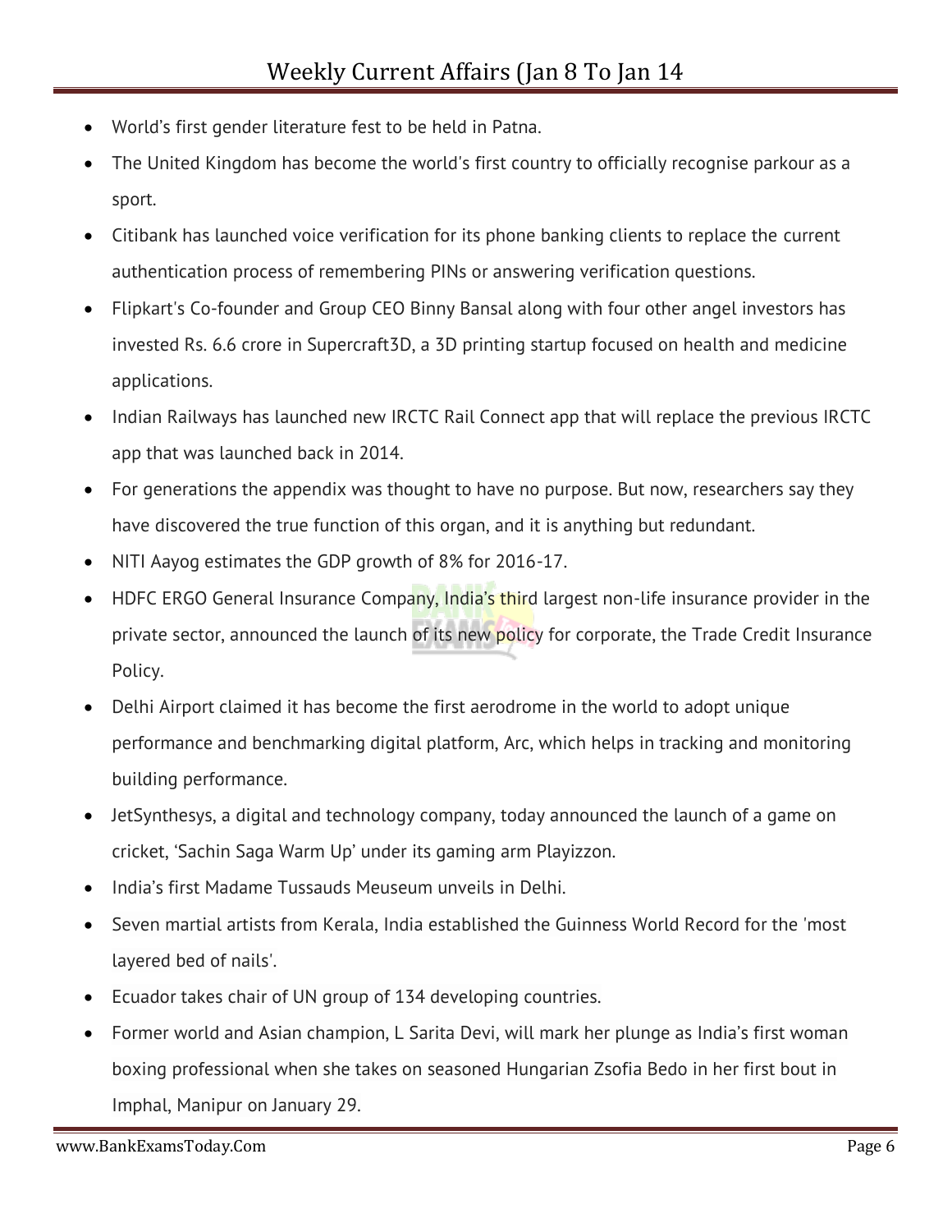- World's first gender literature fest to be held in Patna.
- The United Kingdom has become the world's first country to officially recognise parkour as a sport.
- Citibank has launched voice verification for its phone banking clients to replace the current authentication process of remembering PINs or answering verification questions.
- Flipkart's Co-founder and Group CEO Binny Bansal along with four other angel investors has invested Rs. 6.6 crore in Supercraft3D, a 3D printing startup focused on health and medicine applications.
- Indian Railways has launched new IRCTC Rail Connect app that will replace the previous IRCTC app that was launched back in 2014.
- For generations the appendix was thought to have no purpose. But now, researchers say they have discovered the true function of this organ, and it is anything but redundant.
- NITI Aayog estimates the GDP growth of 8% for 2016-17.
- HDFC ERGO General Insurance Company, India's third largest non-life insurance provider in the private sector, announced the launch of its new policy for corporate, the Trade Credit Insurance Policy.
- Delhi Airport claimed it has become the first aerodrome in the world to adopt unique performance and benchmarking digital platform, Arc, which helps in tracking and monitoring building performance.
- JetSynthesys, a digital and technology company, today announced the launch of a game on cricket, 'Sachin Saga Warm Up' under its gaming arm Playizzon.
- India's first Madame Tussauds Meuseum unveils in Delhi.
- Seven martial artists from Kerala, India established the Guinness World Record for the 'most layered bed of nails'.
- Ecuador takes chair of UN group of 134 developing countries.
- Former world and Asian champion, L Sarita Devi, will mark her plunge as India's first woman boxing professional when she takes on seasoned Hungarian Zsofia Bedo in her first bout in Imphal, Manipur on January 29.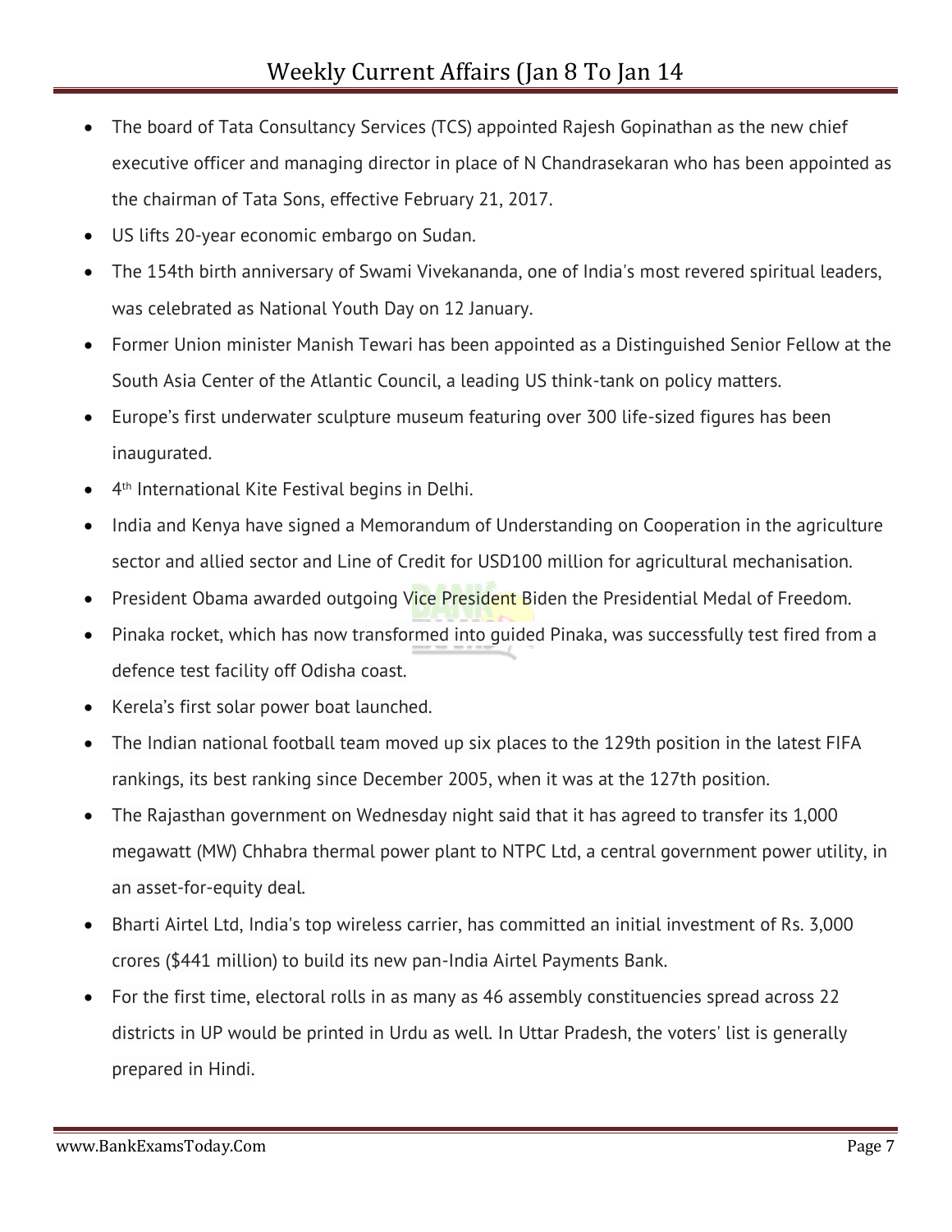- The board of Tata Consultancy Services (TCS) appointed Rajesh Gopinathan as the new chief executive officer and managing director in place of N Chandrasekaran who has been appointed as the chairman of Tata Sons, effective February 21, 2017.
- US lifts 20-year economic embargo on Sudan.
- The 154th birth anniversary of Swami Vivekananda, one of India's most revered spiritual leaders, was celebrated as National Youth Day on 12 January.
- Former Union minister Manish Tewari has been appointed as a Distinguished Senior Fellow at the South Asia Center of the Atlantic Council, a leading US think-tank on policy matters.
- Europe's first underwater sculpture museum featuring over 300 life-sized figures has been inaugurated.
- 4th International Kite Festival begins in Delhi.
- India and Kenya have signed a Memorandum of Understanding on Cooperation in the agriculture sector and allied sector and Line of Credit for USD100 million for agricultural mechanisation.
- President Obama awarded outgoing Vice President Biden the Presidential Medal of Freedom.
- Pinaka rocket, which has now transformed into guided Pinaka, was successfully test fired from a defence test facility off Odisha coast.
- Kerela's first solar power boat launched.
- The Indian national football team moved up six places to the 129th position in the latest FIFA rankings, its best ranking since December 2005, when it was at the 127th position.
- The Rajasthan government on Wednesday night said that it has agreed to transfer its 1,000 megawatt (MW) Chhabra thermal power plant to NTPC Ltd, a central government power utility, in an asset-for-equity deal.
- Bharti Airtel Ltd, India's top wireless carrier, has committed an initial investment of Rs. 3,000 crores ($441 million) to build its new pan-India Airtel Payments Bank.
- For the first time, electoral rolls in as many as 46 assembly constituencies spread across 22 districts in UP would be printed in Urdu as well. In Uttar Pradesh, the voters' list is generally prepared in Hindi.